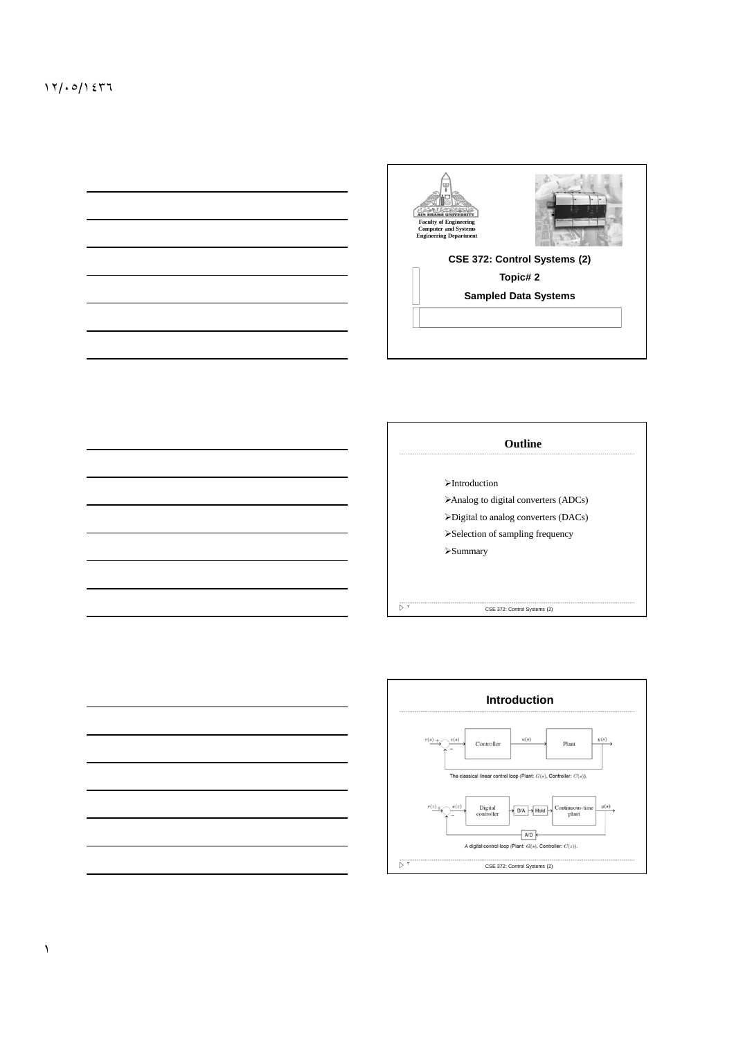Faculty of Engineering
Computer and Systems
Engineering Department

# CSE 372: Control Systems (2)

## Topic# 2

## Sampled Data Systems

## Outline

- Introduction
- Analog to digital converters (ADCs)
- Digital to analog converters (DACs)
- Selection of sampling frequency
- Summary

## Introduction

The classical linear control loop (Plant: $G(s)$, Controller: $C(s)$).

A digital control loop (Plant: $G(s)$, Controller: $C(z)$).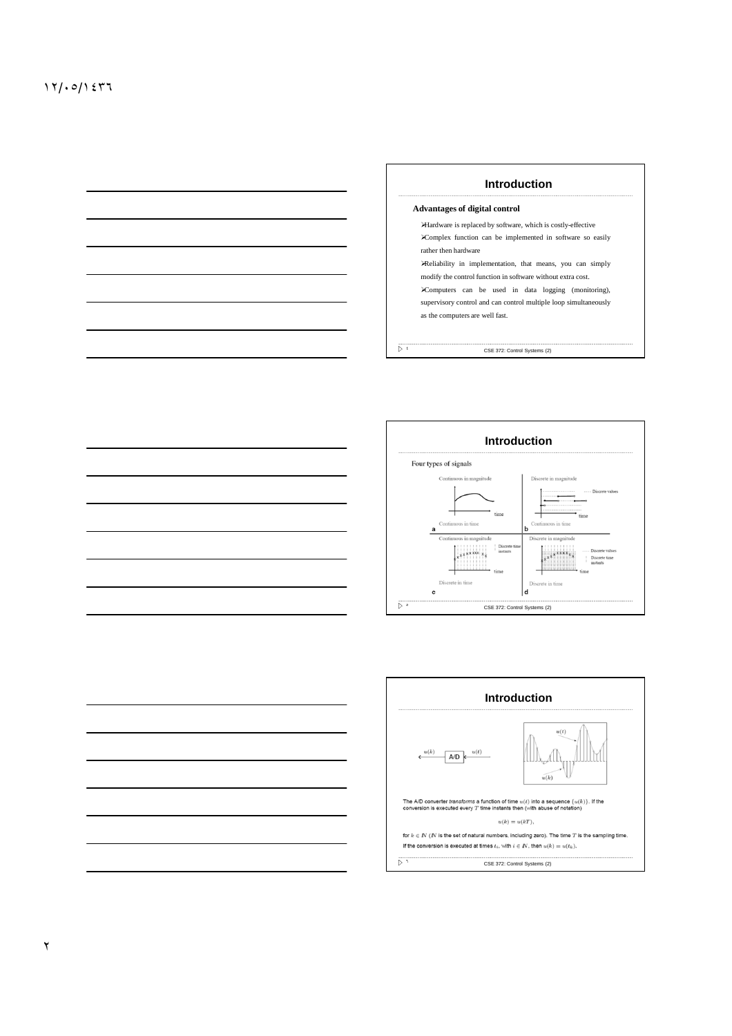## Introduction

**Advantages of digital control**

- Hardware is replaced by software, which is costly-effective
- Complex function can be implemented in software so easily rather then hardware
- Reliability in implementation, that means, you can simply modify the control function in software without extra cost.
- Computers can be used in data logging (monitoring), supervisory control and can control multiple loop simultaneously as the computers are well fast.

## Introduction

Four types of signals

a. Continuous in magnitude, Continuous in time

b. Discrete in magnitude, Continuous in time

c. Continuous in magnitude, Discrete in time

d. Discrete in magnitude, Discrete in time

## Introduction

The A/D converter *transforms* a function of time $u(t)$ into a sequence $\{u(k)\}$. If the conversion is executed every $T$ time instants then (with abuse of notation)

$$u(k) = u(kT),$$

for $k \in \mathbb{N}$ ($\mathbb{N}$ is the set of natural numbers, including zero). The time $T$ is the sampling time. If the conversion is executed at times $t_i$, with $i \in \mathbb{N}$, then $u(k) = u(t_k)$.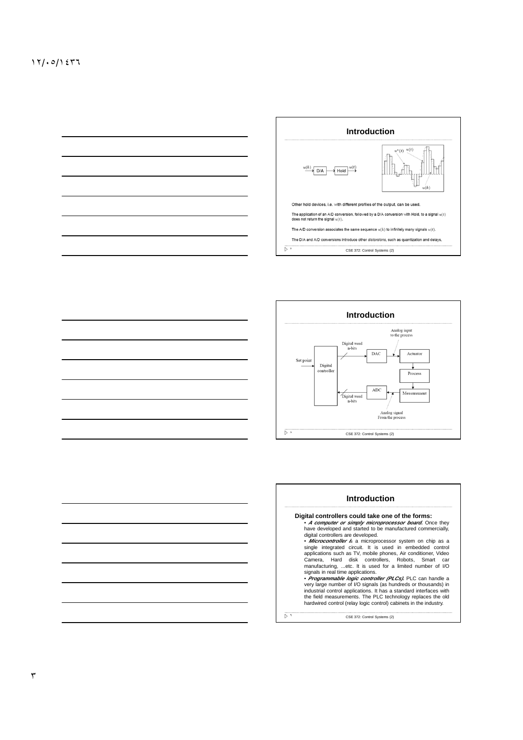## Introduction

$u(k)$ → D/A → Hold → $u(t)$

Other hold devices, i.e. with different profiles of the output, can be used.

The application of an A/D conversion, followed by a D/A conversion with Hold, to a signal $u(t)$ does not return the signal $u(t)$.

The A/D conversion associates the same sequence $u(k)$ to infinitely many signals $u(t)$.

The D/A and A/D conversions introduce other *distorsions*, such as quantization and delays.

## Introduction

Set point → Digital controller → Digital word n-bits → DAC → Analog input to the process → Actuator → Process → Measurement → Analog signal From the process → ADC → Digital word n-bits → Digital controller

## Introduction

**Digital controllers could take one of the forms:**

- ***A computer or simply microprocessor board.*** Once they have developed and started to be manufactured commercially, digital controllers are developed.
- ***Microcontroller*** is a microprocessor system on chip as a single integrated circuit. It is used in embedded control applications such as TV, mobile phones, Air conditioner, Video Camera, Hard disk controllers, Robots, Smart car manufacturing, ...etc. It is used for a limited number of I/O signals in real time applications.
- ***Programmable logic controller (PLCs).*** PLC can handle a very large number of I/O signals (as hundreds or thousands) in industrial control applications. It has a standard interfaces with the field measurements. The PLC technology replaces the old hardwired control (relay logic control) cabinets in the industry.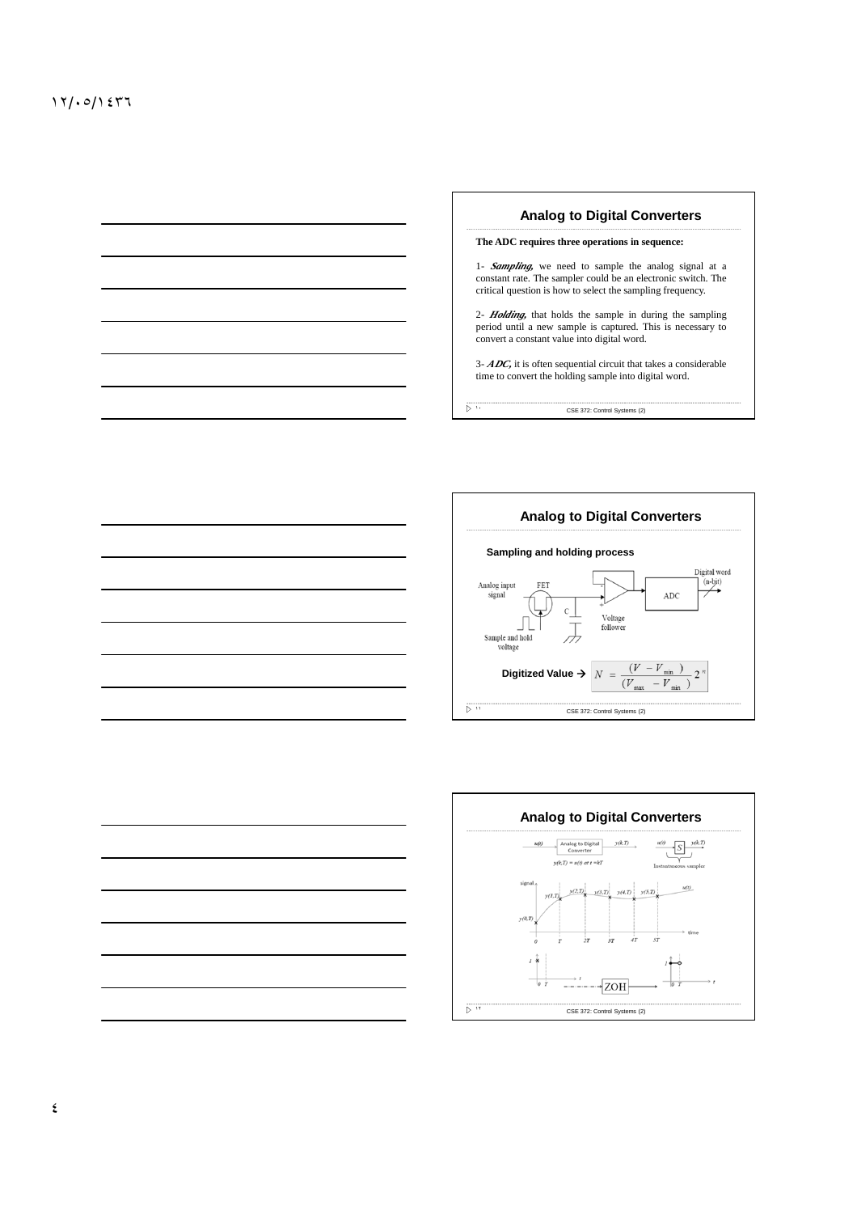## Analog to Digital Converters

**The ADC requires three operations in sequence:**

1- ***Sampling,*** we need to sample the analog signal at a constant rate. The sampler could be an electronic switch. The critical question is how to select the sampling frequency.

2- ***Holding,*** that holds the sample in during the sampling period until a new sample is captured. This is necessary to convert a constant value into digital word.

3- ***ADC,*** it is often sequential circuit that takes a considerable time to convert the holding sample into digital word.

## Analog to Digital Converters

**Sampling and holding process**

Analog input signal, FET, C, Sample and hold voltage, Voltage follower, ADC, Digital word (n-bit)

**Digitized Value →** $N = \frac{(V - V_{\min})}{(V_{\max} - V_{\min})} 2^{n}$

## Analog to Digital Converters

$u(t)$ → Analog to Digital Converter → $y(k.T)$

$y(k.T) = u(t)$ at $t = kT$

$u(t)$ → S → $y(k.T)$ : Instantaneous sampler

signal: $y(0.T)$, $y(1.T)$, $y(2.T)$, $y(3.T)$, $y(4.T)$, $y(5.T)$, $u(t)$; time: 0, T, 2T, 3T, 4T, 5T

ZOH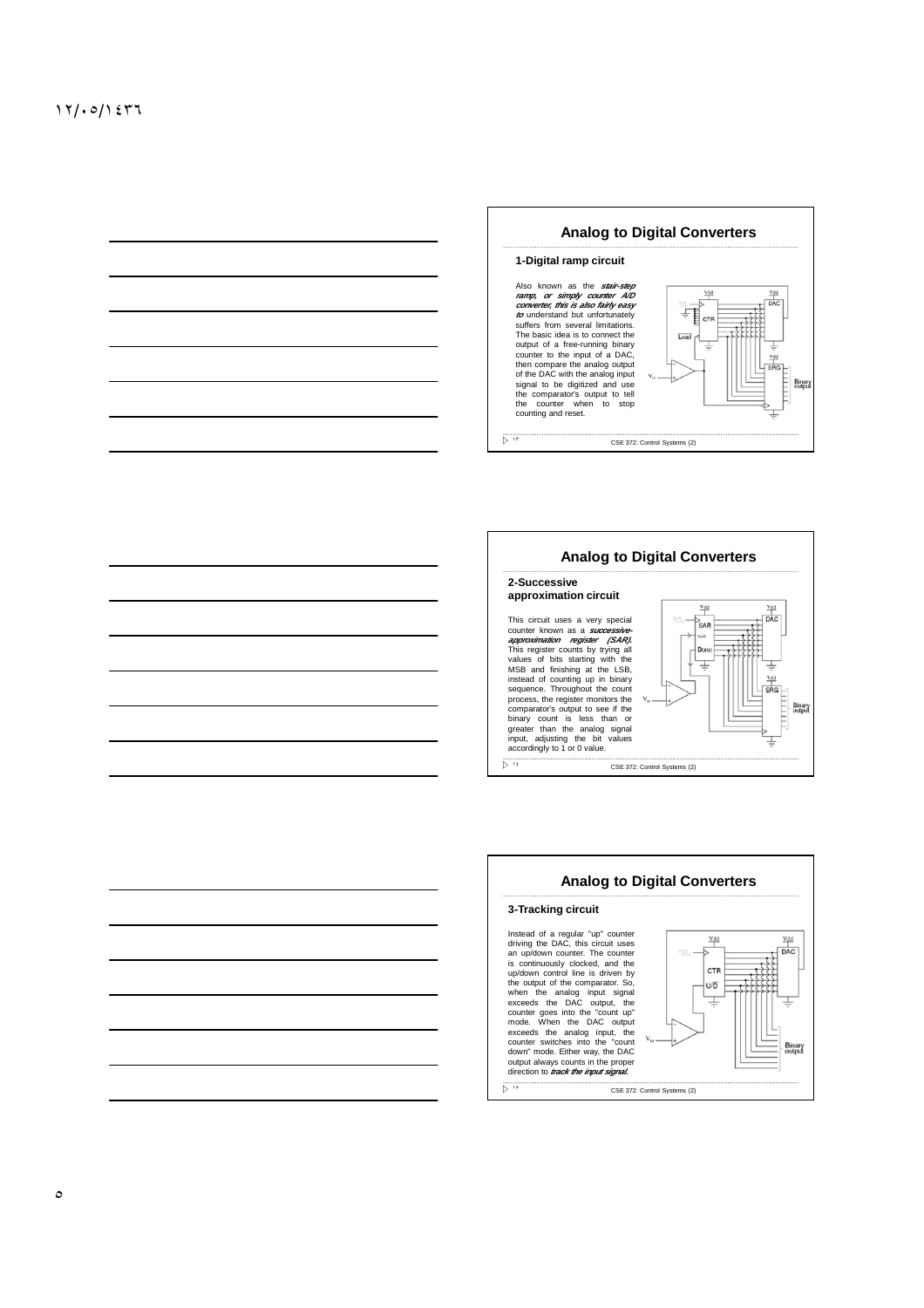## Analog to Digital Converters

### 1-Digital ramp circuit

Also known as the ***stair-step ramp, or simply counter A/D converter, this is also fairly easy to*** understand but unfortunately suffers from several limitations. The basic idea is to connect the output of a free-running binary counter to the input of a DAC, then compare the analog output of the DAC with the analog input signal to be digitized and use the comparator's output to tell the counter when to stop counting and reset.

## Analog to Digital Converters

### 2-Successive approximation circuit

This circuit uses a very special counter known as a ***successive-approximation register (SAR).*** This register counts by trying all values of bits starting with the MSB and finishing at the LSB, instead of counting up in binary sequence. Throughout the count process, the register monitors the comparator's output to see if the binary count is less than or greater than the analog signal input, adjusting the bit values accordingly to 1 or 0 value.

## Analog to Digital Converters

### 3-Tracking circuit

Instead of a regular "up" counter driving the DAC, this circuit uses an up/down counter. The counter is continuously clocked, and the up/down control line is driven by the output of the comparator. So, when the analog input signal exceeds the DAC output, the counter goes into the "count up" mode. When the DAC output exceeds the analog input, the counter switches into the "count down" mode. Either way, the DAC output always counts in the proper direction to ***track the input signal.***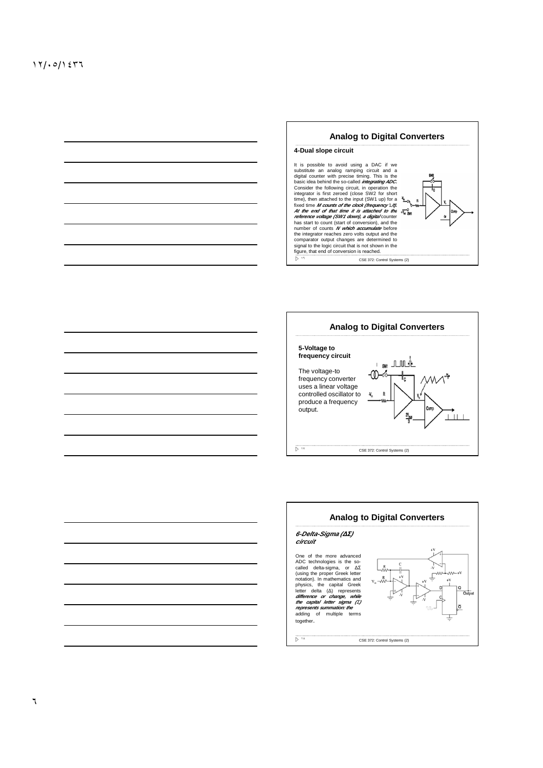## Analog to Digital Converters

### 4-Dual slope circuit

It is possible to avoid using a DAC if we substitute an analog ramping circuit and a digital counter with precise timing. This is the basic idea behind the so-called ***integrating ADC.*** Consider the following circuit, in operation the integrator is first zeroed (close SW2 for short time), then attached to the input (SW1 up) for a fixed time ***M counts of the clock (frequency 1/t). At the end of that time it is attached to the reference voltage (SW1 down), a digital*** counter has start to count (start of conversion), and the number of counts ***N which accumulate*** before the integrator reaches zero volts output and the comparator output changes are determined to signal to the logic circuit that is not shown in the figure, that end of conversion is reached.

## Analog to Digital Converters

### 5-Voltage to frequency circuit

The voltage-to frequency converter uses a linear voltage controlled oscillator to produce a frequency output.

## Analog to Digital Converters

### *6-Delta-Sigma (ΔΣ) circuit*

One of the more advanced ADC technologies is the so-called delta-sigma, or ΔΣ (using the proper Greek letter notation). In mathematics and physics, the capital Greek letter delta (Δ) represents ***difference or change, while the capital letter sigma (Σ) represents summation: the*** adding of multiple terms together.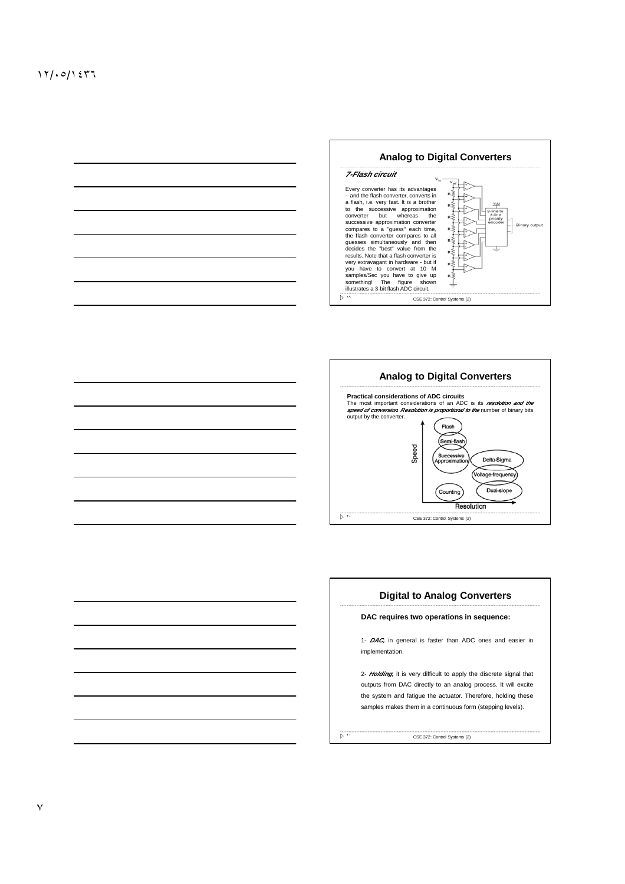## Analog to Digital Converters

### *7-Flash circuit*

Every converter has its advantages – and the flash converter, converts in a flash, i.e. very fast. It is a brother to the successive approximation converter but whereas the successive approximation converter compares to a "guess" each time, the flash converter compares to all guesses simultaneously and then decides the "best" value from the results. Note that a flash converter is very extravagant in hardware - but if you have to convert at 10 M samples/Sec you have to give up something! The figure shown illustrates a 3-bit flash ADC circuit.

## Analog to Digital Converters

**Practical considerations of ADC circuits**

The most important considerations of an ADC is its ***resolution and the speed of conversion. Resolution is proportional to the*** number of binary bits output by the converter.

## Digital to Analog Converters

**DAC requires two operations in sequence:**

1- ***DAC***, in general is faster than ADC ones and easier in implementation.

2- ***Holding***, it is very difficult to apply the discrete signal that outputs from DAC directly to an analog process. It will excite the system and fatigue the actuator. Therefore, holding these samples makes them in a continuous form (stepping levels).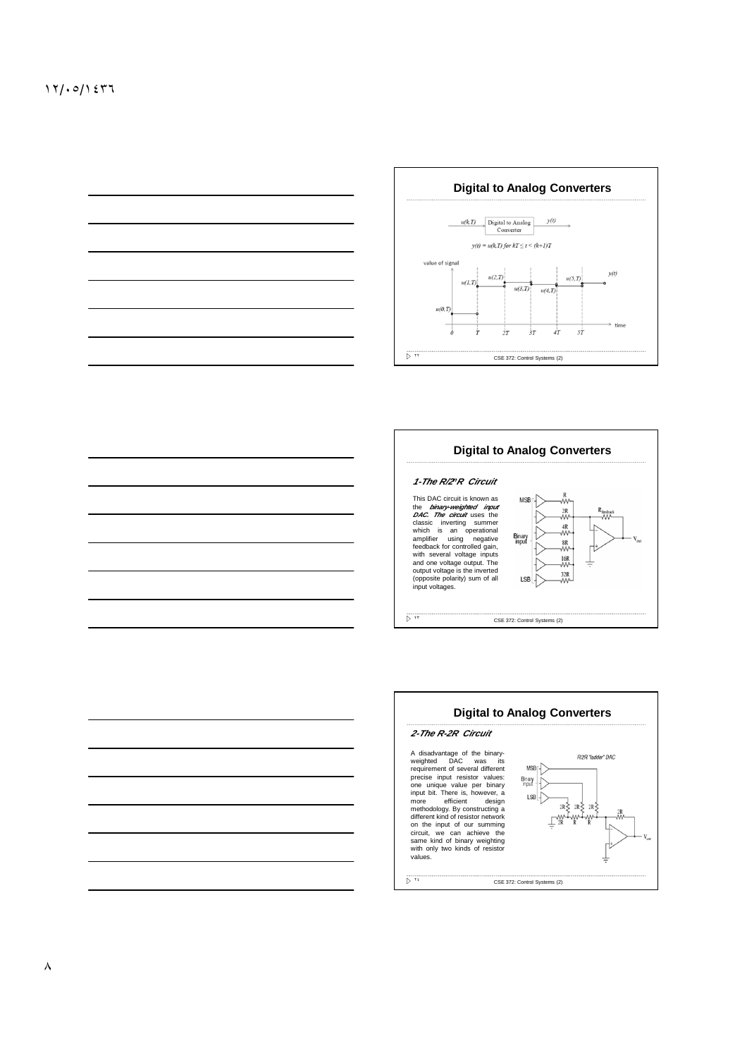## Digital to Analog Converters

$u(kT)$ → Digital to Analog Converter → $y(t)$

$$y(t) = u(kT) \text{ for } kT \le t < (k+1)T$$

## Digital to Analog Converters

### *1-The R/2ⁿR Circuit*

This DAC circuit is known as the ***binary-weighted input DAC. The circuit*** uses the classic inverting summer which is an operational amplifier using negative feedback for controlled gain, with several voltage inputs and one voltage output. The output voltage is the inverted (opposite polarity) sum of all input voltages.

## Digital to Analog Converters

### *2-The R-2R Circuit*

A disadvantage of the binary-weighted DAC was its requirement of several different precise input resistor values: one unique value per binary input bit. There is, however, a more efficient design methodology. By constructing a different kind of resistor network on the input of our summing circuit, we can achieve the same kind of binary weighting with only two kinds of resistor values.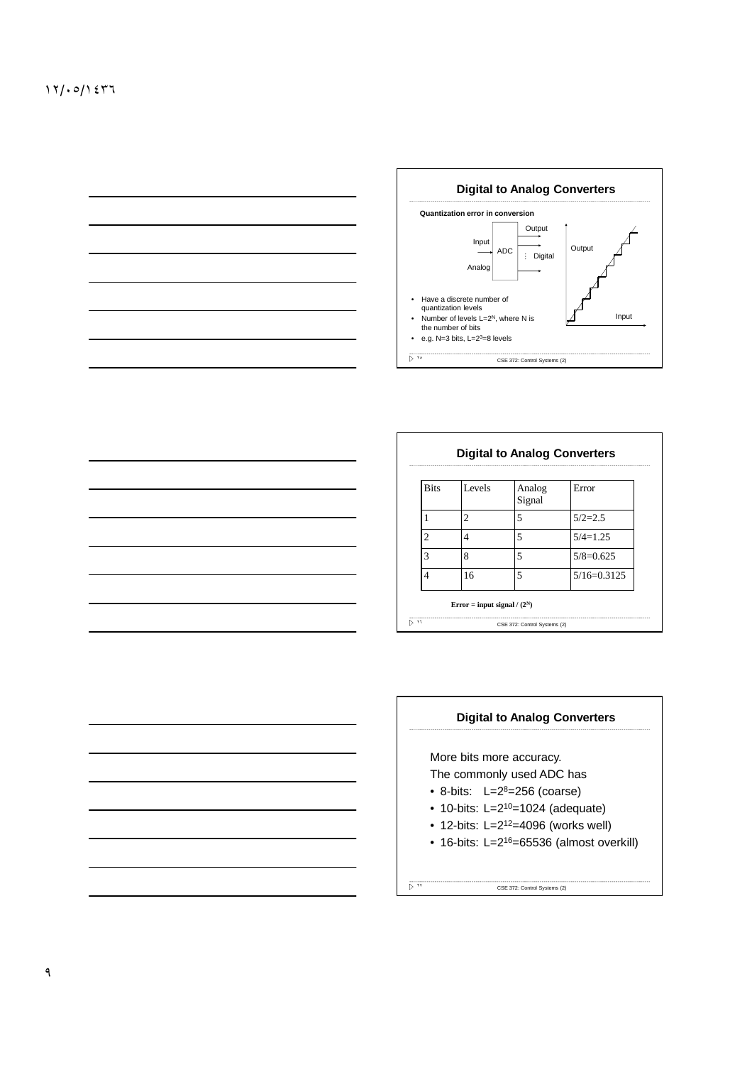## Digital to Analog Converters

**Quantization error in conversion**

Input → ADC → Output (Digital)

Analog

- Have a discrete number of quantization levels
- Number of levels $L=2^N$, where N is the number of bits
- e.g. N=3 bits, $L=2^3=8$ levels

## Digital to Analog Converters

| Bits | Levels | Analog Signal | Error |
|---|---|---|---|
| 1 | 2 | 5 | 5/2=2.5 |
| 2 | 4 | 5 | 5/4=1.25 |
| 3 | 8 | 5 | 5/8=0.625 |
| 4 | 16 | 5 | 5/16=0.3125 |

**Error = input signal / $(2^N)$**

## Digital to Analog Converters

More bits more accuracy.

The commonly used ADC has

- 8-bits: $L=2^8=256$ (coarse)
- 10-bits: $L=2^{10}=1024$ (adequate)
- 12-bits: $L=2^{12}=4096$ (works well)
- 16-bits: $L=2^{16}=65536$ (almost overkill)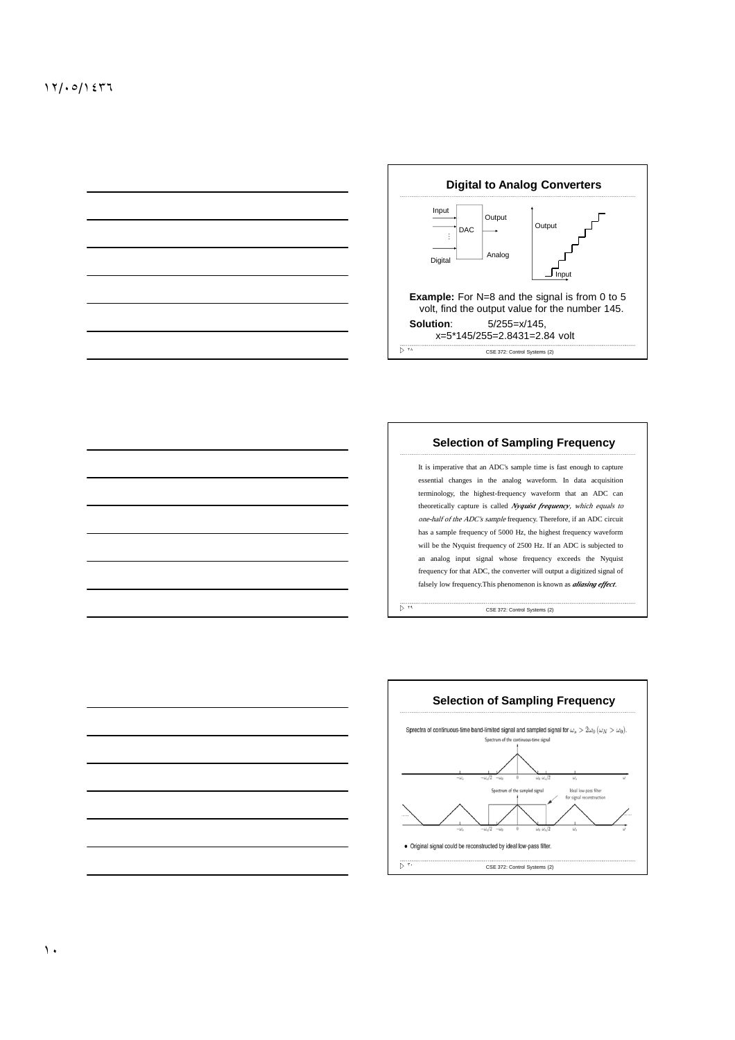## Digital to Analog Converters

Input

Digital

DAC

Output

Analog

Output

Input

**Example:** For N=8 and the signal is from 0 to 5 volt, find the output value for the number 145.

**Solution**: 5/255=x/145,

x=5*145/255=2.8431=2.84 volt

## Selection of Sampling Frequency

It is imperative that an ADC's sample time is fast enough to capture essential changes in the analog waveform. In data acquisition terminology, the highest-frequency waveform that an ADC can theoretically capture is called ***Nyquist frequency***, *which equals to one-half of the ADC's sample* frequency. Therefore, if an ADC circuit has a sample frequency of 5000 Hz, the highest frequency waveform will be the Nyquist frequency of 2500 Hz. If an ADC is subjected to an analog input signal whose frequency exceeds the Nyquist frequency for that ADC, the converter will output a digitized signal of falsely low frequency.This phenomenon is known as ***aliasing effect***.

## Selection of Sampling Frequency

Sprectra of continuous-time band-limited signal and sampled signal for $\omega_s > 2\omega_0$ $(\omega_N > \omega_0)$.

Spectrum of the continuous-time signal

$-\omega_s$ $-\omega_s/2$ $-\omega_0$ $0$ $\omega_0$ $\omega_s/2$ $\omega_s$ $\omega$

Spectrum of the sampled signal

Ideal low-pass filter for signal reconstruction

$-\omega_s$ $-\omega_s/2$ $-\omega_0$ $0$ $\omega_0$ $\omega_s/2$ $\omega_s$ $\omega$

- Original signal could be reconstructed by ideal low-pass filter.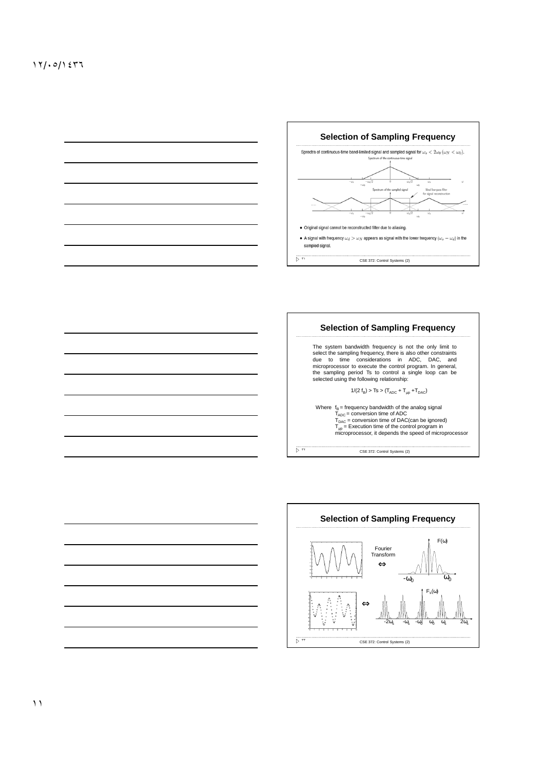## Selection of Sampling Frequency

Sprectra of continuous-time band-limited signal and sampled signal for $\omega_s < 2\omega_0$ ($\omega_N < \omega_0$).

- Original signal cannot be reconstructed filter due to aliasing.
- A signal with frequency $\omega_d > \omega_N$ appears as signal with the lower frequency ($\omega_s - \omega_d$) in the sampled signal.

## Selection of Sampling Frequency

The system bandwidth frequency is not the only limit to select the sampling frequency, there is also other constraints due to time considerations in ADC, DAC, and microprocessor to execute the control program. In general, the sampling period Ts to control a single loop can be selected using the following relationship:

$$1/(2 f_B) > Ts > (T_{ADC} + T_{\mu p} + T_{DAC})$$

Where $f_B$ = frequency bandwidth of the analog signal
$T_{ADC}$ = conversion time of ADC
$T_{DAC}$ = conversion time of DAC(can be ignored)
$T_{\mu p}$ = Execution time of the control program in microprocessor, it depends the speed of microprocessor

## Selection of Sampling Frequency

Fourier Transform ⇔ $F(\omega)$, $-\omega_0$, $\omega_0$

⇔ $F_s(\omega)$, $-2\omega_s$, $-\omega_s$, $-\omega_0$, $\omega_0$, $\omega_s$, $2\omega_s$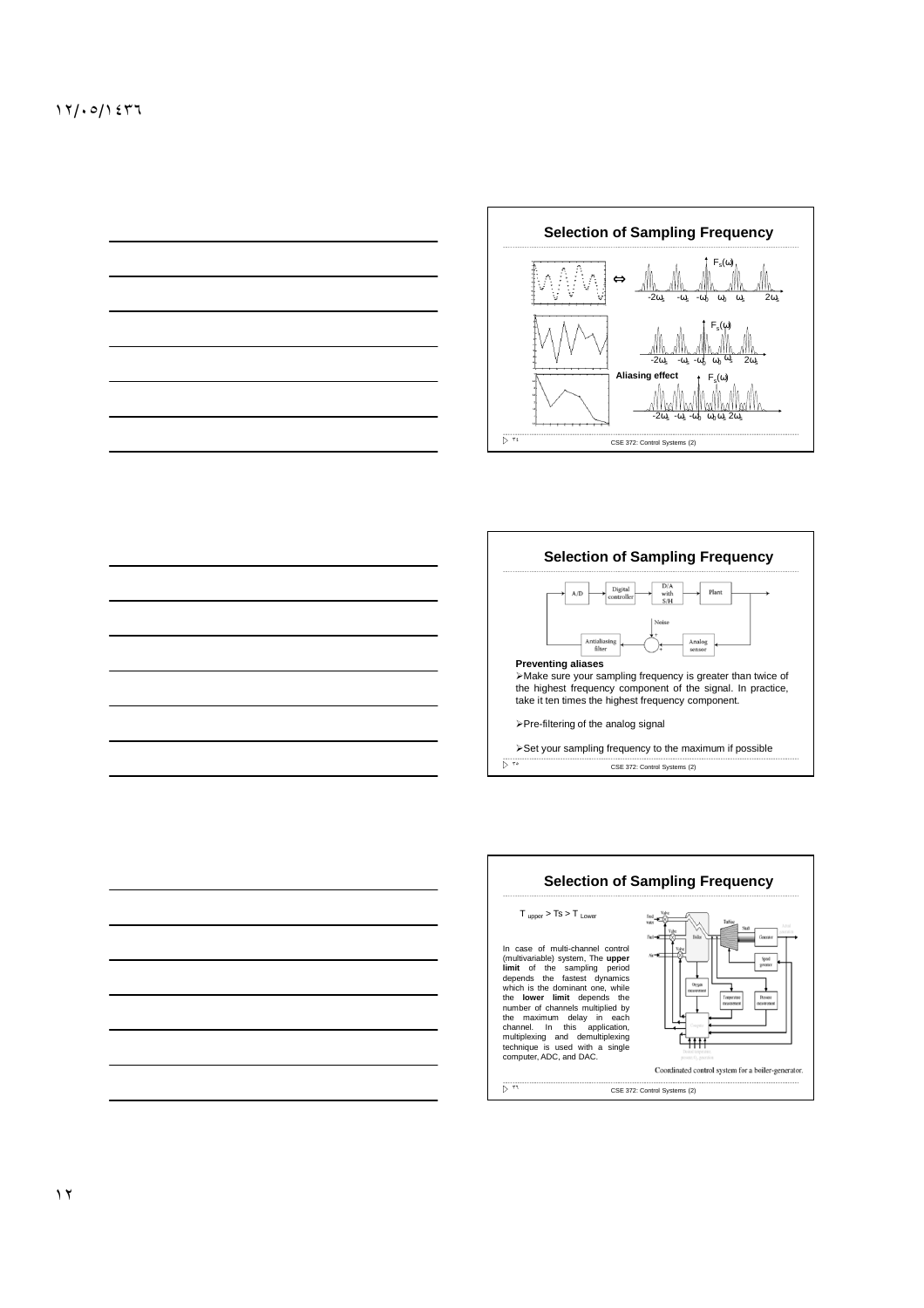## Selection of Sampling Frequency

$F_s(\omega)$

$-2\omega_s$ $-\omega_s$ $-\omega_0$ $\omega_0$ $\omega_s$ $2\omega_s$

**Aliasing effect**

## Selection of Sampling Frequency

A/D → Digital controller → D/A with S/H → Plant

Antialiasing filter ← Noise ← Analog sensor

**Preventing aliases**

- Make sure your sampling frequency is greater than twice of the highest frequency component of the signal. In practice, take it ten times the highest frequency component.
- Pre-filtering of the analog signal
- Set your sampling frequency to the maximum if possible

## Selection of Sampling Frequency

$T_{upper} > Ts > T_{Lower}$

In case of multi-channel control (multivariable) system, The **upper limit** of the sampling period depends the fastest dynamics which is the dominant one, while the **lower limit** depends the number of channels multiplied by the maximum delay in each channel. In this application, multiplexing and demultiplexing technique is used with a single computer, ADC, and DAC.

Coordinated control system for a boiler-generator.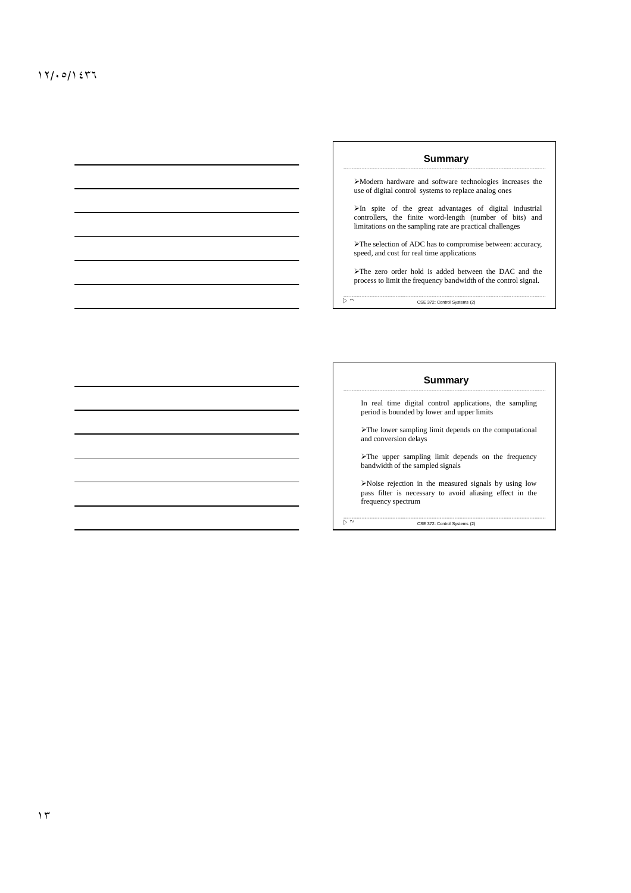## Summary

- Modern hardware and software technologies increases the use of digital control systems to replace analog ones
- In spite of the great advantages of digital industrial controllers, the finite word-length (number of bits) and limitations on the sampling rate are practical challenges
- The selection of ADC has to compromise between: accuracy, speed, and cost for real time applications
- The zero order hold is added between the DAC and the process to limit the frequency bandwidth of the control signal.

## Summary

In real time digital control applications, the sampling period is bounded by lower and upper limits

- The lower sampling limit depends on the computational and conversion delays
- The upper sampling limit depends on the frequency bandwidth of the sampled signals
- Noise rejection in the measured signals by using low pass filter is necessary to avoid aliasing effect in the frequency spectrum